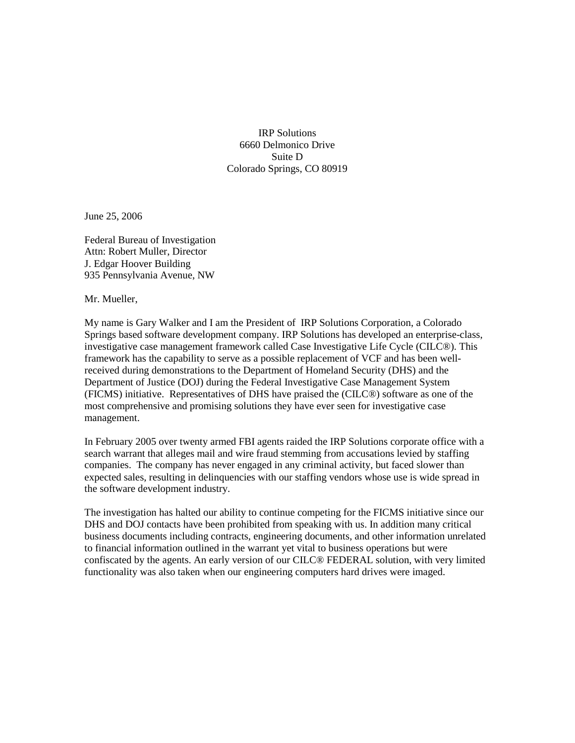IRP Solutions
6660 Delmonico Drive
Suite D
Colorado Springs, CO 80919

June 25, 2006

Federal Bureau of Investigation
Attn: Robert Muller, Director
J. Edgar Hoover Building
935 Pennsylvania Avenue, NW

Mr. Mueller,

My name is Gary Walker and I am the President of IRP Solutions Corporation, a Colorado Springs based software development company. IRP Solutions has developed an enterprise-class, investigative case management framework called Case Investigative Life Cycle (CILC®). This framework has the capability to serve as a possible replacement of VCF and has been well-received during demonstrations to the Department of Homeland Security (DHS) and the Department of Justice (DOJ) during the Federal Investigative Case Management System (FICMS) initiative. Representatives of DHS have praised the (CILC®) software as one of the most comprehensive and promising solutions they have ever seen for investigative case management.

In February 2005 over twenty armed FBI agents raided the IRP Solutions corporate office with a search warrant that alleges mail and wire fraud stemming from accusations levied by staffing companies. The company has never engaged in any criminal activity, but faced slower than expected sales, resulting in delinquencies with our staffing vendors whose use is wide spread in the software development industry.

The investigation has halted our ability to continue competing for the FICMS initiative since our DHS and DOJ contacts have been prohibited from speaking with us. In addition many critical business documents including contracts, engineering documents, and other information unrelated to financial information outlined in the warrant yet vital to business operations but were confiscated by the agents. An early version of our CILC® FEDERAL solution, with very limited functionality was also taken when our engineering computers hard drives were imaged.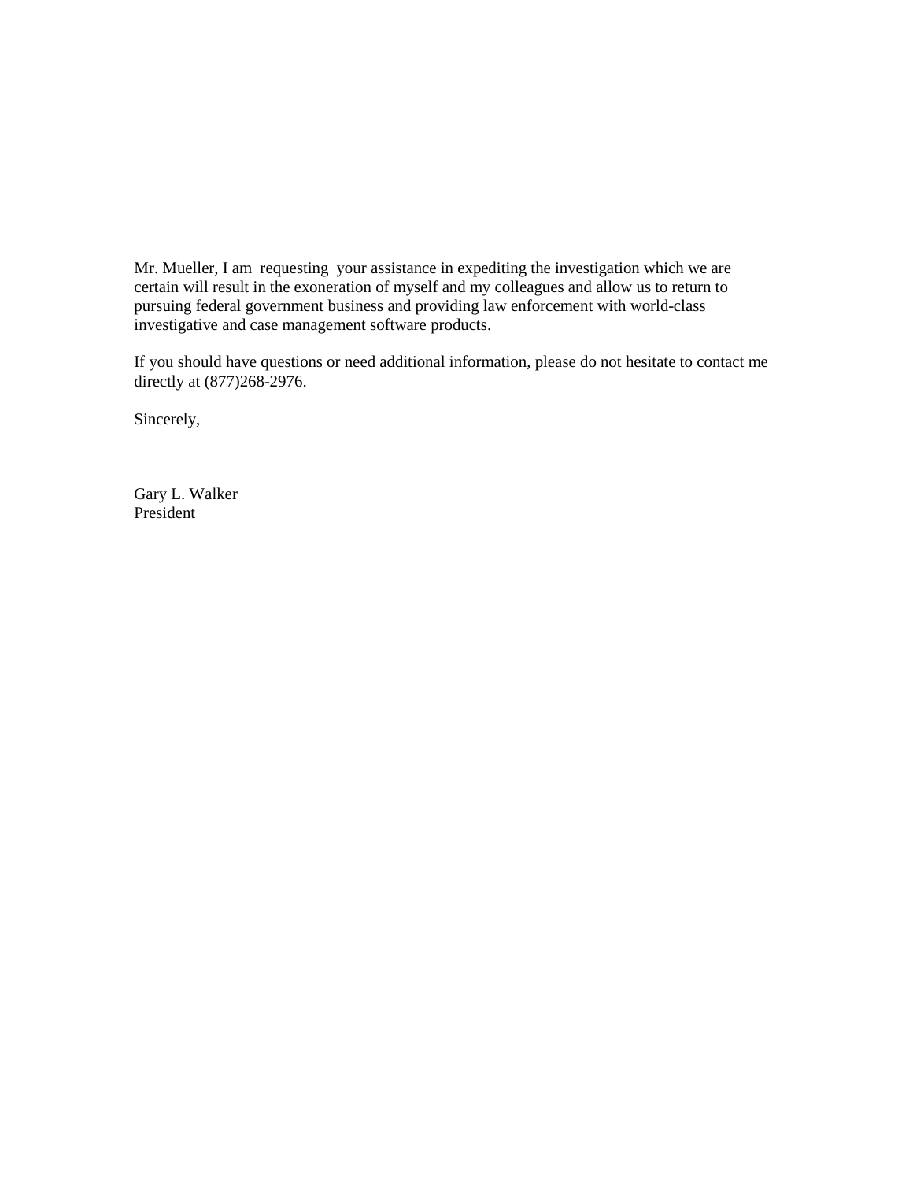Mr. Mueller, I am requesting your assistance in expediting the investigation which we are certain will result in the exoneration of myself and my colleagues and allow us to return to pursuing federal government business and providing law enforcement with world-class investigative and case management software products.

If you should have questions or need additional information, please do not hesitate to contact me directly at (877)268-2976.

Sincerely,

Gary L. Walker
President